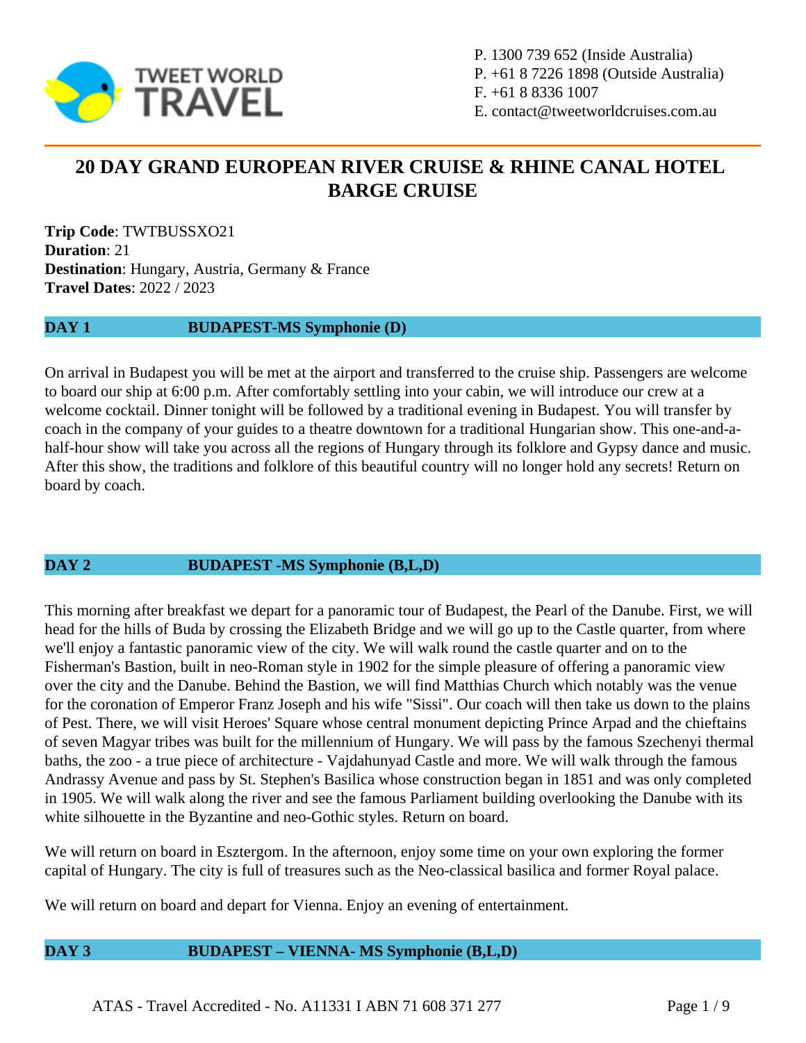P. 1300 739 652 (Inside Australia)
P. +61 8 7226 1898 (Outside Australia)
F. +61 8 8336 1007
E. contact@tweetworldcruises.com.au

# 20 DAY GRAND EUROPEAN RIVER CRUISE & RHINE CANAL HOTEL BARGE CRUISE

**Trip Code**: TWTBUSSXO21
**Duration**: 21
**Destination**: Hungary, Austria, Germany & France
**Travel Dates**: 2022 / 2023

## DAY 1 BUDAPEST-MS Symphonie (D)

On arrival in Budapest you will be met at the airport and transferred to the cruise ship. Passengers are welcome to board our ship at 6:00 p.m. After comfortably settling into your cabin, we will introduce our crew at a welcome cocktail. Dinner tonight will be followed by a traditional evening in Budapest. You will transfer by coach in the company of your guides to a theatre downtown for a traditional Hungarian show. This one-and-a-half-hour show will take you across all the regions of Hungary through its folklore and Gypsy dance and music. After this show, the traditions and folklore of this beautiful country will no longer hold any secrets! Return on board by coach.

## DAY 2 BUDAPEST -MS Symphonie (B,L,D)

This morning after breakfast we depart for a panoramic tour of Budapest, the Pearl of the Danube. First, we will head for the hills of Buda by crossing the Elizabeth Bridge and we will go up to the Castle quarter, from where we'll enjoy a fantastic panoramic view of the city. We will walk round the castle quarter and on to the Fisherman's Bastion, built in neo-Roman style in 1902 for the simple pleasure of offering a panoramic view over the city and the Danube. Behind the Bastion, we will find Matthias Church which notably was the venue for the coronation of Emperor Franz Joseph and his wife "Sissi". Our coach will then take us down to the plains of Pest. There, we will visit Heroes' Square whose central monument depicting Prince Arpad and the chieftains of seven Magyar tribes was built for the millennium of Hungary. We will pass by the famous Szechenyi thermal baths, the zoo - a true piece of architecture - Vajdahunyad Castle and more. We will walk through the famous Andrassy Avenue and pass by St. Stephen's Basilica whose construction began in 1851 and was only completed in 1905. We will walk along the river and see the famous Parliament building overlooking the Danube with its white silhouette in the Byzantine and neo-Gothic styles. Return on board.

We will return on board in Esztergom. In the afternoon, enjoy some time on your own exploring the former capital of Hungary. The city is full of treasures such as the Neo-classical basilica and former Royal palace.

We will return on board and depart for Vienna. Enjoy an evening of entertainment.

## DAY 3 BUDAPEST – VIENNA- MS Symphonie (B,L,D)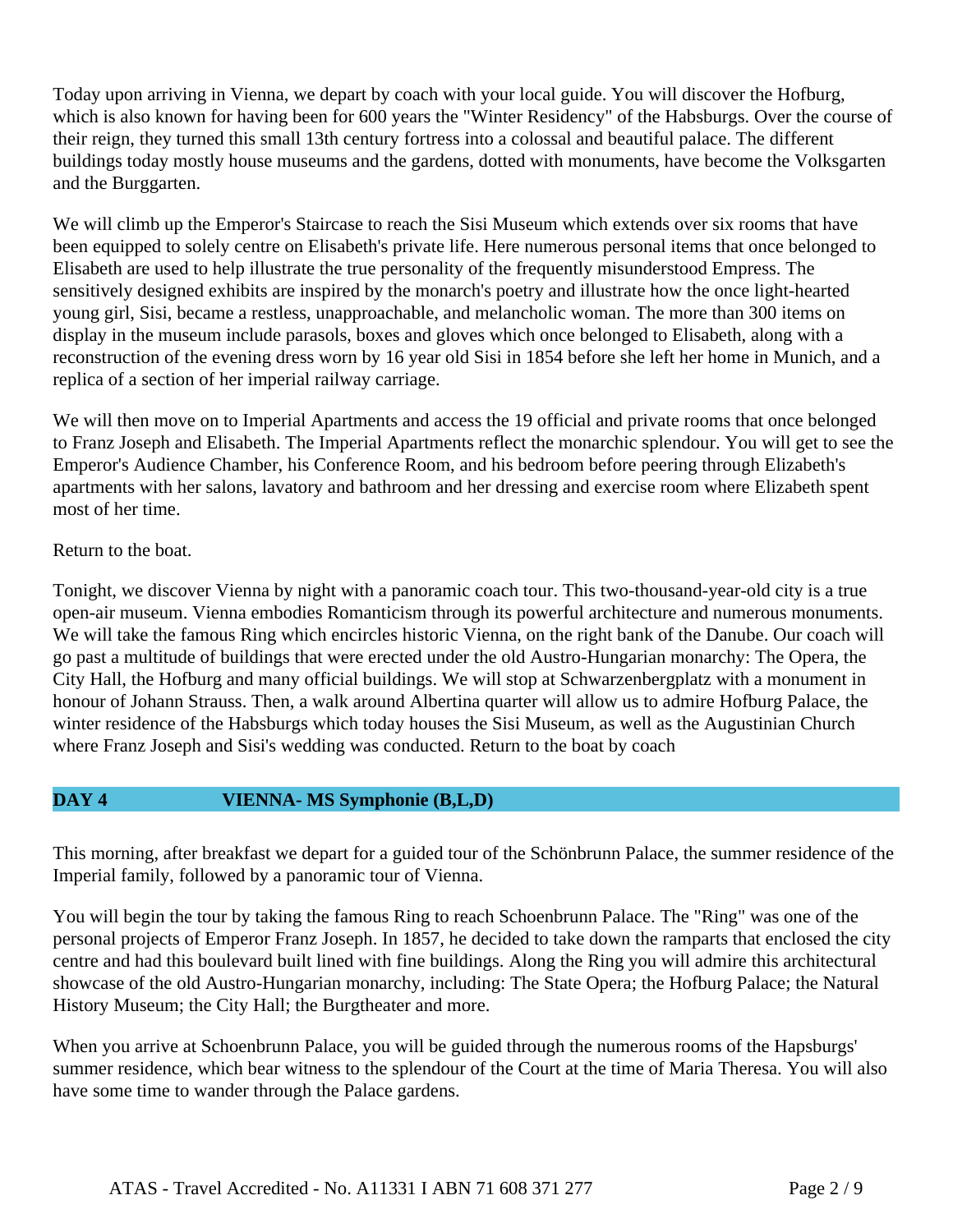Today upon arriving in Vienna, we depart by coach with your local guide. You will discover the Hofburg, which is also known for having been for 600 years the "Winter Residency" of the Habsburgs. Over the course of their reign, they turned this small 13th century fortress into a colossal and beautiful palace. The different buildings today mostly house museums and the gardens, dotted with monuments, have become the Volksgarten and the Burggarten.

We will climb up the Emperor's Staircase to reach the Sisi Museum which extends over six rooms that have been equipped to solely centre on Elisabeth's private life. Here numerous personal items that once belonged to Elisabeth are used to help illustrate the true personality of the frequently misunderstood Empress. The sensitively designed exhibits are inspired by the monarch's poetry and illustrate how the once light-hearted young girl, Sisi, became a restless, unapproachable, and melancholic woman. The more than 300 items on display in the museum include parasols, boxes and gloves which once belonged to Elisabeth, along with a reconstruction of the evening dress worn by 16 year old Sisi in 1854 before she left her home in Munich, and a replica of a section of her imperial railway carriage.

We will then move on to Imperial Apartments and access the 19 official and private rooms that once belonged to Franz Joseph and Elisabeth. The Imperial Apartments reflect the monarchic splendour. You will get to see the Emperor's Audience Chamber, his Conference Room, and his bedroom before peering through Elizabeth's apartments with her salons, lavatory and bathroom and her dressing and exercise room where Elizabeth spent most of her time.

Return to the boat.

Tonight, we discover Vienna by night with a panoramic coach tour. This two-thousand-year-old city is a true open-air museum. Vienna embodies Romanticism through its powerful architecture and numerous monuments. We will take the famous Ring which encircles historic Vienna, on the right bank of the Danube. Our coach will go past a multitude of buildings that were erected under the old Austro-Hungarian monarchy: The Opera, the City Hall, the Hofburg and many official buildings. We will stop at Schwarzenbergplatz with a monument in honour of Johann Strauss. Then, a walk around Albertina quarter will allow us to admire Hofburg Palace, the winter residence of the Habsburgs which today houses the Sisi Museum, as well as the Augustinian Church where Franz Joseph and Sisi's wedding was conducted. Return to the boat by coach

## DAY 4 VIENNA- MS Symphonie (B,L,D)

This morning, after breakfast we depart for a guided tour of the Schönbrunn Palace, the summer residence of the Imperial family, followed by a panoramic tour of Vienna.

You will begin the tour by taking the famous Ring to reach Schoenbrunn Palace. The "Ring" was one of the personal projects of Emperor Franz Joseph. In 1857, he decided to take down the ramparts that enclosed the city centre and had this boulevard built lined with fine buildings. Along the Ring you will admire this architectural showcase of the old Austro-Hungarian monarchy, including: The State Opera; the Hofburg Palace; the Natural History Museum; the City Hall; the Burgtheater and more.

When you arrive at Schoenbrunn Palace, you will be guided through the numerous rooms of the Hapsburgs' summer residence, which bear witness to the splendour of the Court at the time of Maria Theresa. You will also have some time to wander through the Palace gardens.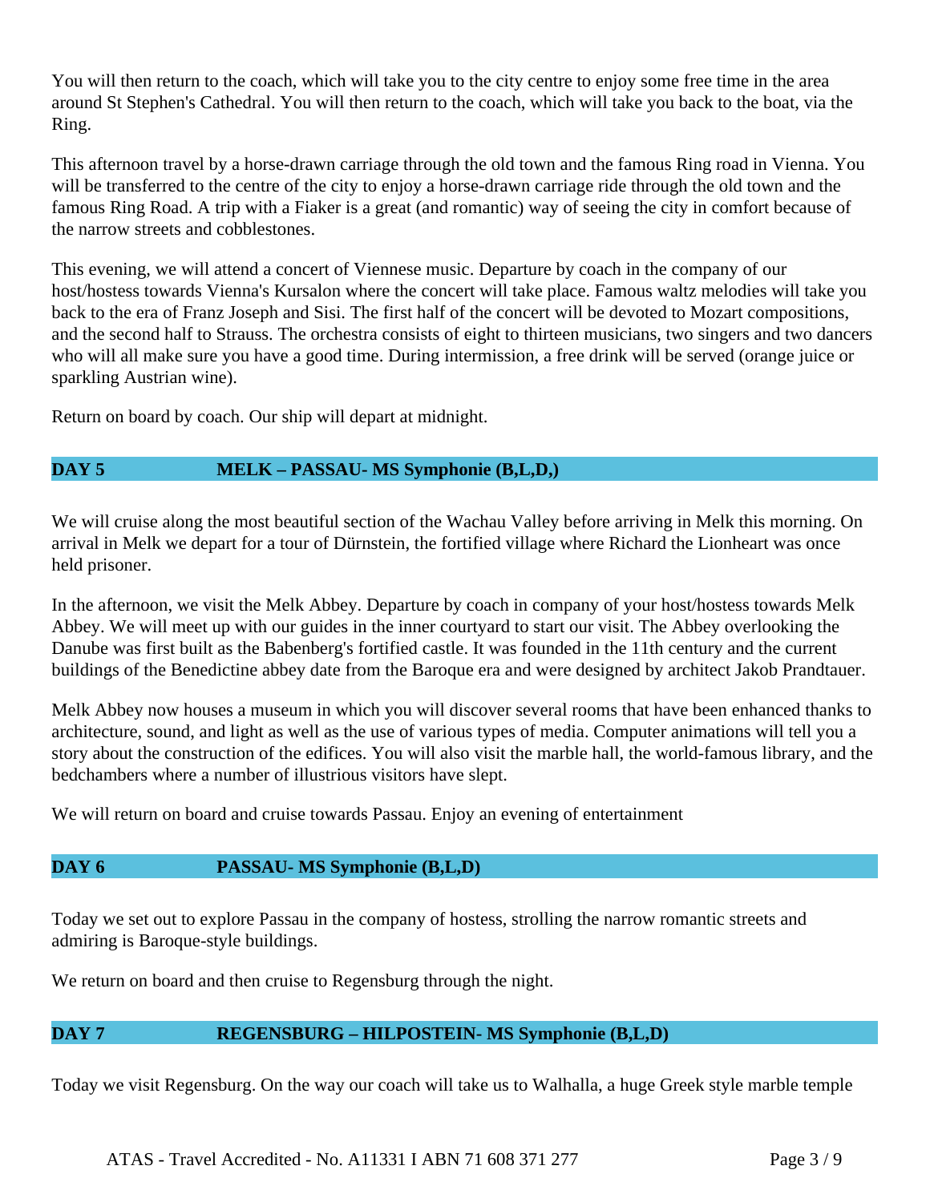You will then return to the coach, which will take you to the city centre to enjoy some free time in the area around St Stephen's Cathedral. You will then return to the coach, which will take you back to the boat, via the Ring.

This afternoon travel by a horse-drawn carriage through the old town and the famous Ring road in Vienna. You will be transferred to the centre of the city to enjoy a horse-drawn carriage ride through the old town and the famous Ring Road. A trip with a Fiaker is a great (and romantic) way of seeing the city in comfort because of the narrow streets and cobblestones.

This evening, we will attend a concert of Viennese music. Departure by coach in the company of our host/hostess towards Vienna's Kursalon where the concert will take place. Famous waltz melodies will take you back to the era of Franz Joseph and Sisi. The first half of the concert will be devoted to Mozart compositions, and the second half to Strauss. The orchestra consists of eight to thirteen musicians, two singers and two dancers who will all make sure you have a good time. During intermission, a free drink will be served (orange juice or sparkling Austrian wine).

Return on board by coach. Our ship will depart at midnight.

## DAY 5 MELK – PASSAU- MS Symphonie (B,L,D,)

We will cruise along the most beautiful section of the Wachau Valley before arriving in Melk this morning. On arrival in Melk we depart for a tour of Dürnstein, the fortified village where Richard the Lionheart was once held prisoner.

In the afternoon, we visit the Melk Abbey. Departure by coach in company of your host/hostess towards Melk Abbey. We will meet up with our guides in the inner courtyard to start our visit. The Abbey overlooking the Danube was first built as the Babenberg's fortified castle. It was founded in the 11th century and the current buildings of the Benedictine abbey date from the Baroque era and were designed by architect Jakob Prandtauer.

Melk Abbey now houses a museum in which you will discover several rooms that have been enhanced thanks to architecture, sound, and light as well as the use of various types of media. Computer animations will tell you a story about the construction of the edifices. You will also visit the marble hall, the world-famous library, and the bedchambers where a number of illustrious visitors have slept.

We will return on board and cruise towards Passau. Enjoy an evening of entertainment

## DAY 6 PASSAU- MS Symphonie (B,L,D)

Today we set out to explore Passau in the company of hostess, strolling the narrow romantic streets and admiring is Baroque-style buildings.

We return on board and then cruise to Regensburg through the night.

## DAY 7 REGENSBURG – HILPOSTEIN- MS Symphonie (B,L,D)

Today we visit Regensburg. On the way our coach will take us to Walhalla, a huge Greek style marble temple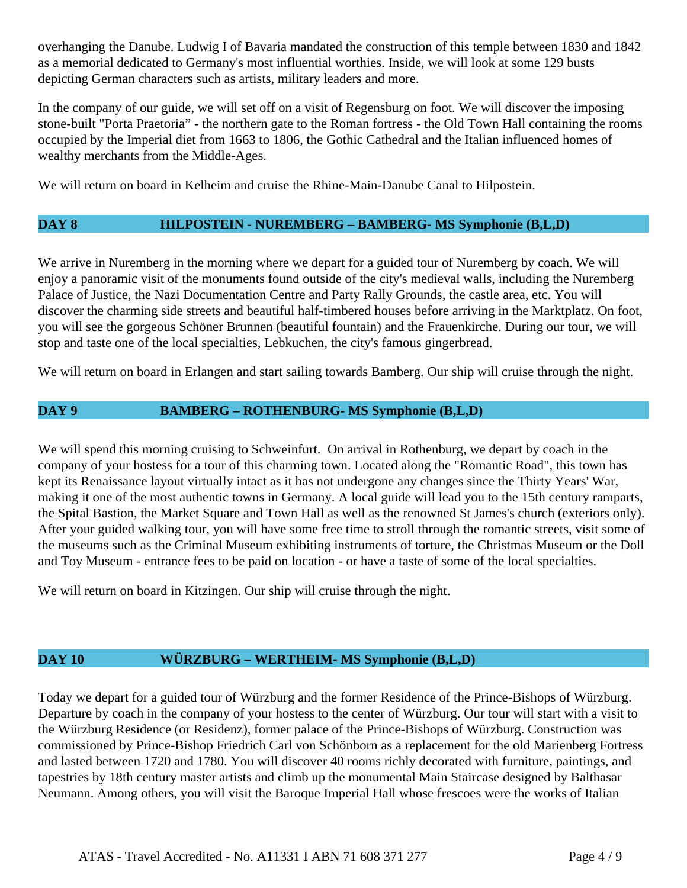overhanging the Danube. Ludwig I of Bavaria mandated the construction of this temple between 1830 and 1842 as a memorial dedicated to Germany's most influential worthies. Inside, we will look at some 129 busts depicting German characters such as artists, military leaders and more.

In the company of our guide, we will set off on a visit of Regensburg on foot. We will discover the imposing stone-built "Porta Praetoria" - the northern gate to the Roman fortress - the Old Town Hall containing the rooms occupied by the Imperial diet from 1663 to 1806, the Gothic Cathedral and the Italian influenced homes of wealthy merchants from the Middle-Ages.

We will return on board in Kelheim and cruise the Rhine-Main-Danube Canal to Hilpostein.

## DAY 8 HILPOSTEIN - NUREMBERG – BAMBERG- MS Symphonie (B,L,D)

We arrive in Nuremberg in the morning where we depart for a guided tour of Nuremberg by coach. We will enjoy a panoramic visit of the monuments found outside of the city's medieval walls, including the Nuremberg Palace of Justice, the Nazi Documentation Centre and Party Rally Grounds, the castle area, etc. You will discover the charming side streets and beautiful half-timbered houses before arriving in the Marktplatz. On foot, you will see the gorgeous Schöner Brunnen (beautiful fountain) and the Frauenkirche. During our tour, we will stop and taste one of the local specialties, Lebkuchen, the city's famous gingerbread.

We will return on board in Erlangen and start sailing towards Bamberg. Our ship will cruise through the night.

## DAY 9 BAMBERG – ROTHENBURG- MS Symphonie (B,L,D)

We will spend this morning cruising to Schweinfurt. On arrival in Rothenburg, we depart by coach in the company of your hostess for a tour of this charming town. Located along the "Romantic Road", this town has kept its Renaissance layout virtually intact as it has not undergone any changes since the Thirty Years' War, making it one of the most authentic towns in Germany. A local guide will lead you to the 15th century ramparts, the Spital Bastion, the Market Square and Town Hall as well as the renowned St James's church (exteriors only). After your guided walking tour, you will have some free time to stroll through the romantic streets, visit some of the museums such as the Criminal Museum exhibiting instruments of torture, the Christmas Museum or the Doll and Toy Museum - entrance fees to be paid on location - or have a taste of some of the local specialties.

We will return on board in Kitzingen. Our ship will cruise through the night.

## DAY 10 WÜRZBURG – WERTHEIM- MS Symphonie (B,L,D)

Today we depart for a guided tour of Würzburg and the former Residence of the Prince-Bishops of Würzburg. Departure by coach in the company of your hostess to the center of Würzburg. Our tour will start with a visit to the Würzburg Residence (or Residenz), former palace of the Prince-Bishops of Würzburg. Construction was commissioned by Prince-Bishop Friedrich Carl von Schönborn as a replacement for the old Marienberg Fortress and lasted between 1720 and 1780. You will discover 40 rooms richly decorated with furniture, paintings, and tapestries by 18th century master artists and climb up the monumental Main Staircase designed by Balthasar Neumann. Among others, you will visit the Baroque Imperial Hall whose frescoes were the works of Italian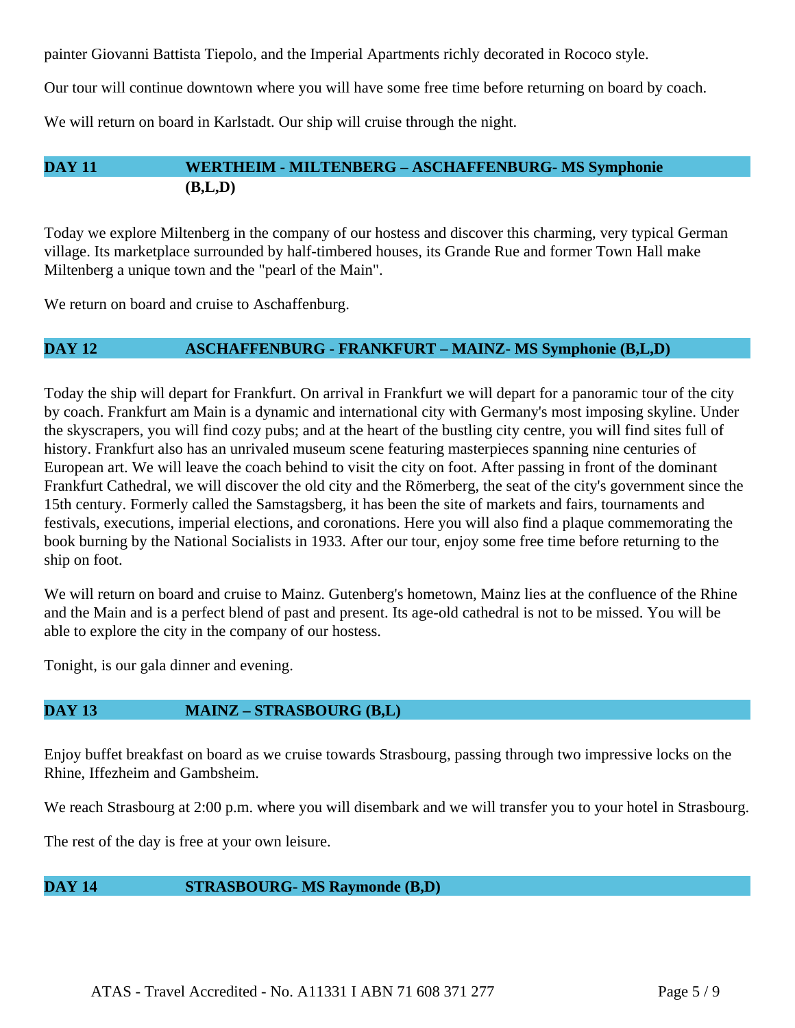painter Giovanni Battista Tiepolo, and the Imperial Apartments richly decorated in Rococo style.

Our tour will continue downtown where you will have some free time before returning on board by coach.

We will return on board in Karlstadt. Our ship will cruise through the night.

## DAY 11 — WERTHEIM - MILTENBERG – ASCHAFFENBURG- MS Symphonie (B,L,D)

Today we explore Miltenberg in the company of our hostess and discover this charming, very typical German village. Its marketplace surrounded by half-timbered houses, its Grande Rue and former Town Hall make Miltenberg a unique town and the "pearl of the Main".

We return on board and cruise to Aschaffenburg.

## DAY 12 — ASCHAFFENBURG - FRANKFURT – MAINZ- MS Symphonie (B,L,D)

Today the ship will depart for Frankfurt. On arrival in Frankfurt we will depart for a panoramic tour of the city by coach. Frankfurt am Main is a dynamic and international city with Germany's most imposing skyline. Under the skyscrapers, you will find cozy pubs; and at the heart of the bustling city centre, you will find sites full of history. Frankfurt also has an unrivaled museum scene featuring masterpieces spanning nine centuries of European art. We will leave the coach behind to visit the city on foot. After passing in front of the dominant Frankfurt Cathedral, we will discover the old city and the Römerberg, the seat of the city's government since the 15th century. Formerly called the Samstagsberg, it has been the site of markets and fairs, tournaments and festivals, executions, imperial elections, and coronations. Here you will also find a plaque commemorating the book burning by the National Socialists in 1933. After our tour, enjoy some free time before returning to the ship on foot.

We will return on board and cruise to Mainz. Gutenberg's hometown, Mainz lies at the confluence of the Rhine and the Main and is a perfect blend of past and present. Its age-old cathedral is not to be missed. You will be able to explore the city in the company of our hostess.

Tonight, is our gala dinner and evening.

## DAY 13 — MAINZ – STRASBOURG (B,L)

Enjoy buffet breakfast on board as we cruise towards Strasbourg, passing through two impressive locks on the Rhine, Iffezheim and Gambsheim.

We reach Strasbourg at 2:00 p.m. where you will disembark and we will transfer you to your hotel in Strasbourg.

The rest of the day is free at your own leisure.

## DAY 14 — STRASBOURG- MS Raymonde (B,D)

ATAS - Travel Accredited - No. A11331 I ABN 71 608 371 277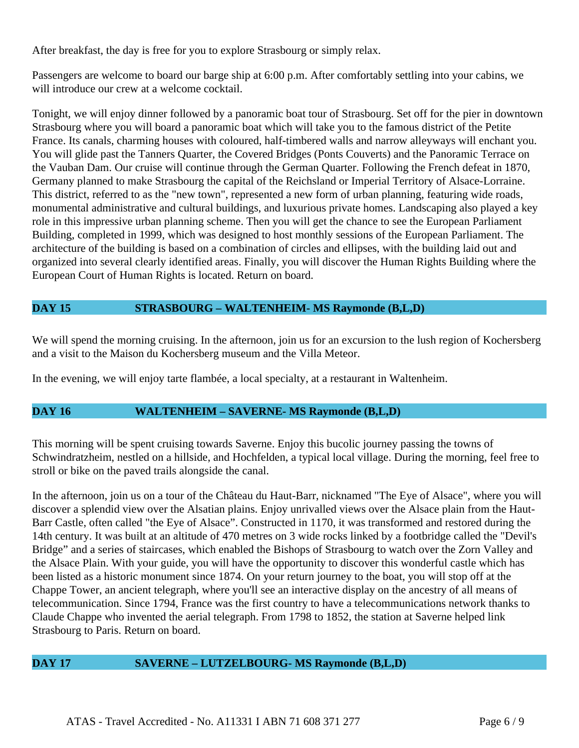After breakfast, the day is free for you to explore Strasbourg or simply relax.

Passengers are welcome to board our barge ship at 6:00 p.m. After comfortably settling into your cabins, we will introduce our crew at a welcome cocktail.

Tonight, we will enjoy dinner followed by a panoramic boat tour of Strasbourg. Set off for the pier in downtown Strasbourg where you will board a panoramic boat which will take you to the famous district of the Petite France. Its canals, charming houses with coloured, half-timbered walls and narrow alleyways will enchant you. You will glide past the Tanners Quarter, the Covered Bridges (Ponts Couverts) and the Panoramic Terrace on the Vauban Dam. Our cruise will continue through the German Quarter. Following the French defeat in 1870, Germany planned to make Strasbourg the capital of the Reichsland or Imperial Territory of Alsace-Lorraine. This district, referred to as the "new town", represented a new form of urban planning, featuring wide roads, monumental administrative and cultural buildings, and luxurious private homes. Landscaping also played a key role in this impressive urban planning scheme. Then you will get the chance to see the European Parliament Building, completed in 1999, which was designed to host monthly sessions of the European Parliament. The architecture of the building is based on a combination of circles and ellipses, with the building laid out and organized into several clearly identified areas. Finally, you will discover the Human Rights Building where the European Court of Human Rights is located. Return on board.

## DAY 15 STRASBOURG – WALTENHEIM- MS Raymonde (B,L,D)

We will spend the morning cruising. In the afternoon, join us for an excursion to the lush region of Kochersberg and a visit to the Maison du Kochersberg museum and the Villa Meteor.

In the evening, we will enjoy tarte flambée, a local specialty, at a restaurant in Waltenheim.

## DAY 16 WALTENHEIM – SAVERNE- MS Raymonde (B,L,D)

This morning will be spent cruising towards Saverne. Enjoy this bucolic journey passing the towns of Schwindratzheim, nestled on a hillside, and Hochfelden, a typical local village. During the morning, feel free to stroll or bike on the paved trails alongside the canal.

In the afternoon, join us on a tour of the Château du Haut-Barr, nicknamed "The Eye of Alsace", where you will discover a splendid view over the Alsatian plains. Enjoy unrivalled views over the Alsace plain from the Haut-Barr Castle, often called "the Eye of Alsace". Constructed in 1170, it was transformed and restored during the 14th century. It was built at an altitude of 470 metres on 3 wide rocks linked by a footbridge called the "Devil's Bridge" and a series of staircases, which enabled the Bishops of Strasbourg to watch over the Zorn Valley and the Alsace Plain. With your guide, you will have the opportunity to discover this wonderful castle which has been listed as a historic monument since 1874. On your return journey to the boat, you will stop off at the Chappe Tower, an ancient telegraph, where you'll see an interactive display on the ancestry of all means of telecommunication. Since 1794, France was the first country to have a telecommunications network thanks to Claude Chappe who invented the aerial telegraph. From 1798 to 1852, the station at Saverne helped link Strasbourg to Paris. Return on board.

## DAY 17 SAVERNE – LUTZELBOURG- MS Raymonde (B,L,D)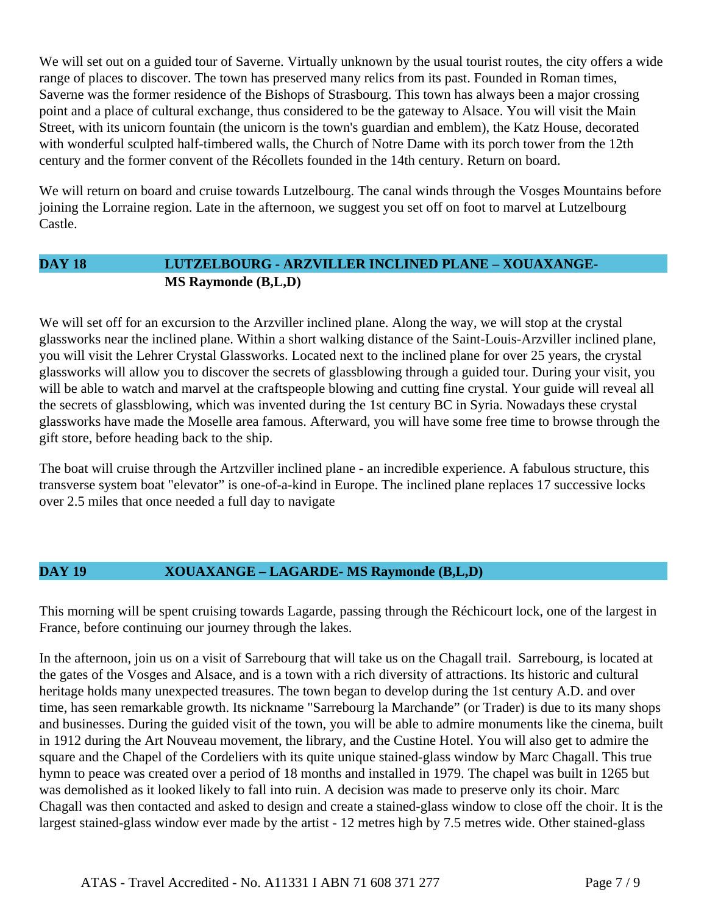We will set out on a guided tour of Saverne. Virtually unknown by the usual tourist routes, the city offers a wide range of places to discover. The town has preserved many relics from its past. Founded in Roman times, Saverne was the former residence of the Bishops of Strasbourg. This town has always been a major crossing point and a place of cultural exchange, thus considered to be the gateway to Alsace. You will visit the Main Street, with its unicorn fountain (the unicorn is the town's guardian and emblem), the Katz House, decorated with wonderful sculpted half-timbered walls, the Church of Notre Dame with its porch tower from the 12th century and the former convent of the Récollets founded in the 14th century. Return on board.

We will return on board and cruise towards Lutzelbourg. The canal winds through the Vosges Mountains before joining the Lorraine region. Late in the afternoon, we suggest you set off on foot to marvel at Lutzelbourg Castle.

## DAY 18 LUTZELBOURG - ARZVILLER INCLINED PLANE – XOUAXANGE- MS Raymonde (B,L,D)

We will set off for an excursion to the Arzviller inclined plane. Along the way, we will stop at the crystal glassworks near the inclined plane. Within a short walking distance of the Saint-Louis-Arzviller inclined plane, you will visit the Lehrer Crystal Glassworks. Located next to the inclined plane for over 25 years, the crystal glassworks will allow you to discover the secrets of glassblowing through a guided tour. During your visit, you will be able to watch and marvel at the craftspeople blowing and cutting fine crystal. Your guide will reveal all the secrets of glassblowing, which was invented during the 1st century BC in Syria. Nowadays these crystal glassworks have made the Moselle area famous. Afterward, you will have some free time to browse through the gift store, before heading back to the ship.

The boat will cruise through the Artzviller inclined plane - an incredible experience. A fabulous structure, this transverse system boat "elevator" is one-of-a-kind in Europe. The inclined plane replaces 17 successive locks over 2.5 miles that once needed a full day to navigate

## DAY 19 XOUAXANGE – LAGARDE- MS Raymonde (B,L,D)

This morning will be spent cruising towards Lagarde, passing through the Réchicourt lock, one of the largest in France, before continuing our journey through the lakes.

In the afternoon, join us on a visit of Sarrebourg that will take us on the Chagall trail. Sarrebourg, is located at the gates of the Vosges and Alsace, and is a town with a rich diversity of attractions. Its historic and cultural heritage holds many unexpected treasures. The town began to develop during the 1st century A.D. and over time, has seen remarkable growth. Its nickname "Sarrebourg la Marchande" (or Trader) is due to its many shops and businesses. During the guided visit of the town, you will be able to admire monuments like the cinema, built in 1912 during the Art Nouveau movement, the library, and the Custine Hotel. You will also get to admire the square and the Chapel of the Cordeliers with its quite unique stained-glass window by Marc Chagall. This true hymn to peace was created over a period of 18 months and installed in 1979. The chapel was built in 1265 but was demolished as it looked likely to fall into ruin. A decision was made to preserve only its choir. Marc Chagall was then contacted and asked to design and create a stained-glass window to close off the choir. It is the largest stained-glass window ever made by the artist - 12 metres high by 7.5 metres wide. Other stained-glass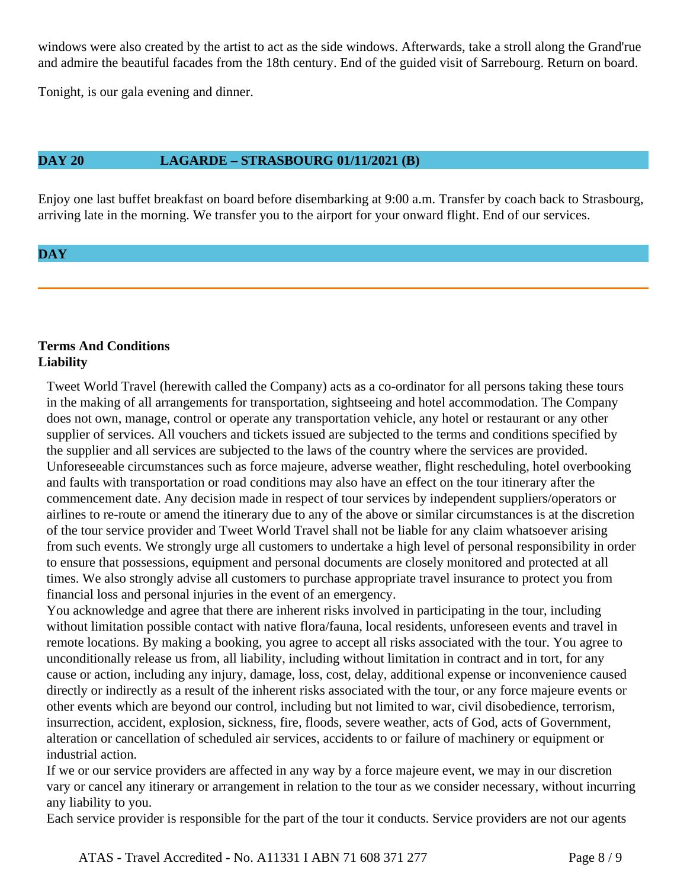windows were also created by the artist to act as the side windows. Afterwards, take a stroll along the Grand'rue and admire the beautiful facades from the 18th century. End of the guided visit of Sarrebourg. Return on board.

Tonight, is our gala evening and dinner.

## DAY 20 LAGARDE – STRASBOURG 01/11/2021 (B)

Enjoy one last buffet breakfast on board before disembarking at 9:00 a.m. Transfer by coach back to Strasbourg, arriving late in the morning. We transfer you to the airport for your onward flight. End of our services.

## DAY

---

**Terms And Conditions**
**Liability**

Tweet World Travel (herewith called the Company) acts as a co-ordinator for all persons taking these tours in the making of all arrangements for transportation, sightseeing and hotel accommodation. The Company does not own, manage, control or operate any transportation vehicle, any hotel or restaurant or any other supplier of services. All vouchers and tickets issued are subjected to the terms and conditions specified by the supplier and all services are subjected to the laws of the country where the services are provided. Unforeseeable circumstances such as force majeure, adverse weather, flight rescheduling, hotel overbooking and faults with transportation or road conditions may also have an effect on the tour itinerary after the commencement date. Any decision made in respect of tour services by independent suppliers/operators or airlines to re-route or amend the itinerary due to any of the above or similar circumstances is at the discretion of the tour service provider and Tweet World Travel shall not be liable for any claim whatsoever arising from such events. We strongly urge all customers to undertake a high level of personal responsibility in order to ensure that possessions, equipment and personal documents are closely monitored and protected at all times. We also strongly advise all customers to purchase appropriate travel insurance to protect you from financial loss and personal injuries in the event of an emergency.
You acknowledge and agree that there are inherent risks involved in participating in the tour, including without limitation possible contact with native flora/fauna, local residents, unforeseen events and travel in remote locations. By making a booking, you agree to accept all risks associated with the tour. You agree to unconditionally release us from, all liability, including without limitation in contract and in tort, for any cause or action, including any injury, damage, loss, cost, delay, additional expense or inconvenience caused directly or indirectly as a result of the inherent risks associated with the tour, or any force majeure events or other events which are beyond our control, including but not limited to war, civil disobedience, terrorism, insurrection, accident, explosion, sickness, fire, floods, severe weather, acts of God, acts of Government, alteration or cancellation of scheduled air services, accidents to or failure of machinery or equipment or industrial action.
If we or our service providers are affected in any way by a force majeure event, we may in our discretion vary or cancel any itinerary or arrangement in relation to the tour as we consider necessary, without incurring any liability to you.
Each service provider is responsible for the part of the tour it conducts. Service providers are not our agents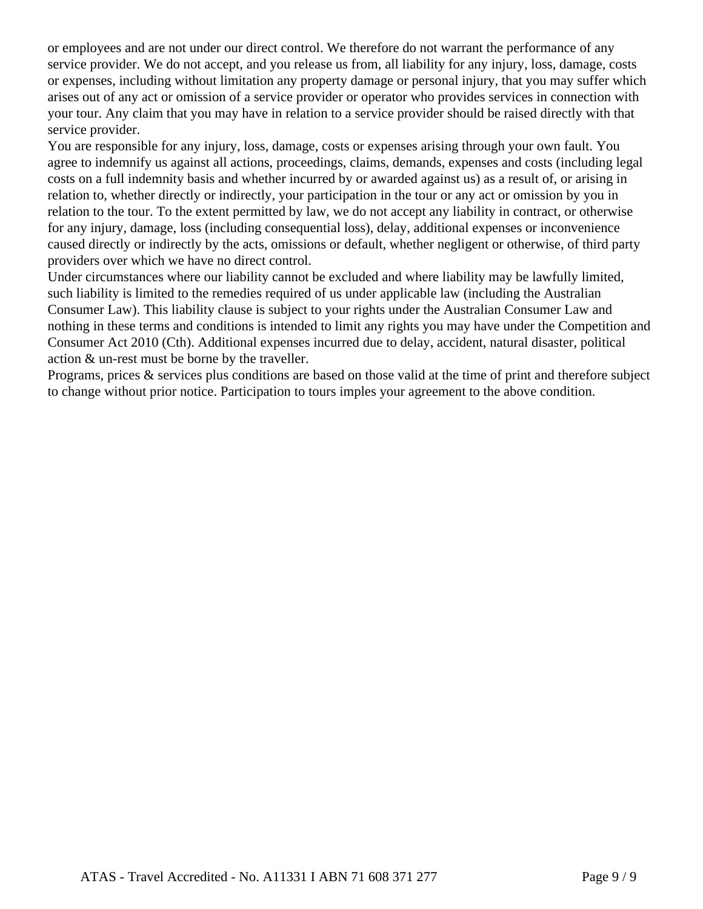or employees and are not under our direct control. We therefore do not warrant the performance of any service provider. We do not accept, and you release us from, all liability for any injury, loss, damage, costs or expenses, including without limitation any property damage or personal injury, that you may suffer which arises out of any act or omission of a service provider or operator who provides services in connection with your tour. Any claim that you may have in relation to a service provider should be raised directly with that service provider.

You are responsible for any injury, loss, damage, costs or expenses arising through your own fault. You agree to indemnify us against all actions, proceedings, claims, demands, expenses and costs (including legal costs on a full indemnity basis and whether incurred by or awarded against us) as a result of, or arising in relation to, whether directly or indirectly, your participation in the tour or any act or omission by you in relation to the tour. To the extent permitted by law, we do not accept any liability in contract, or otherwise for any injury, damage, loss (including consequential loss), delay, additional expenses or inconvenience caused directly or indirectly by the acts, omissions or default, whether negligent or otherwise, of third party providers over which we have no direct control.

Under circumstances where our liability cannot be excluded and where liability may be lawfully limited, such liability is limited to the remedies required of us under applicable law (including the Australian Consumer Law). This liability clause is subject to your rights under the Australian Consumer Law and nothing in these terms and conditions is intended to limit any rights you may have under the Competition and Consumer Act 2010 (Cth). Additional expenses incurred due to delay, accident, natural disaster, political action & un-rest must be borne by the traveller.

Programs, prices & services plus conditions are based on those valid at the time of print and therefore subject to change without prior notice. Participation to tours imples your agreement to the above condition.